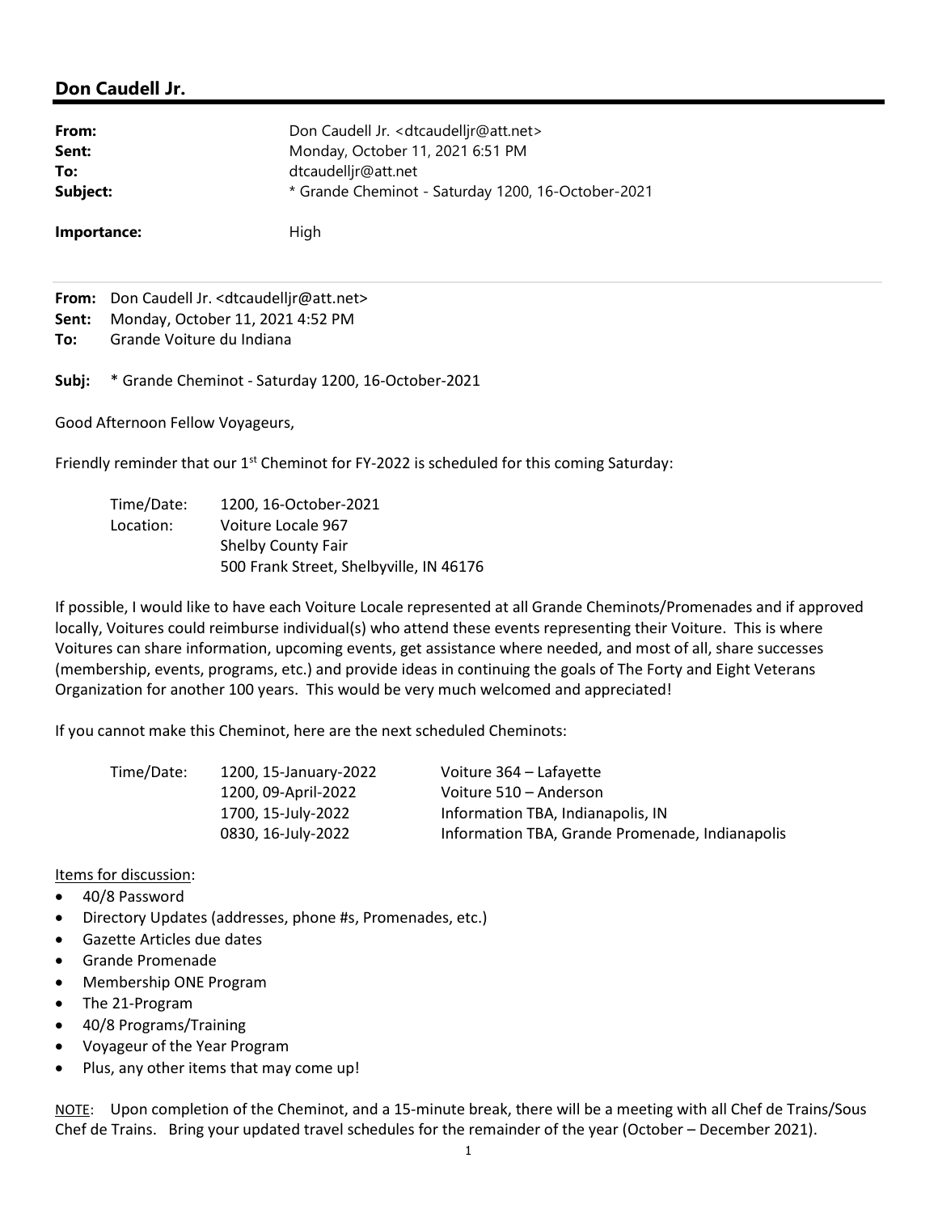## Don Caudell Jr.

| | |
|---|---|
| **From:** | Don Caudell Jr. <dtcaudelljr@att.net> |
| **Sent:** | Monday, October 11, 2021 6:51 PM |
| **To:** | dtcaudelljr@att.net |
| **Subject:** | * Grande Cheminot - Saturday 1200, 16-October-2021 |
| **Importance:** | High |

---

**From:** Don Caudell Jr. <dtcaudelljr@att.net>
**Sent:** Monday, October 11, 2021 4:52 PM
**To:** Grande Voiture du Indiana

**Subj:** * Grande Cheminot - Saturday 1200, 16-October-2021

Good Afternoon Fellow Voyageurs,

Friendly reminder that our 1st Cheminot for FY-2022 is scheduled for this coming Saturday:

| | |
|---|---|
| Time/Date: | 1200, 16-October-2021 |
| Location: | Voiture Locale 967<br>Shelby County Fair<br>500 Frank Street, Shelbyville, IN 46176 |

If possible, I would like to have each Voiture Locale represented at all Grande Cheminots/Promenades and if approved locally, Voitures could reimburse individual(s) who attend these events representing their Voiture. This is where Voitures can share information, upcoming events, get assistance where needed, and most of all, share successes (membership, events, programs, etc.) and provide ideas in continuing the goals of The Forty and Eight Veterans Organization for another 100 years. This would be very much welcomed and appreciated!

If you cannot make this Cheminot, here are the next scheduled Cheminots:

| | | |
|---|---|---|
| Time/Date: | 1200, 15-January-2022 | Voiture 364 – Lafayette |
| | 1200, 09-April-2022 | Voiture 510 – Anderson |
| | 1700, 15-July-2022 | Information TBA, Indianapolis, IN |
| | 0830, 16-July-2022 | Information TBA, Grande Promenade, Indianapolis |

Items for discussion:

- 40/8 Password
- Directory Updates (addresses, phone #s, Promenades, etc.)
- Gazette Articles due dates
- Grande Promenade
- Membership ONE Program
- The 21-Program
- 40/8 Programs/Training
- Voyageur of the Year Program
- Plus, any other items that may come up!

NOTE: Upon completion of the Cheminot, and a 15-minute break, there will be a meeting with all Chef de Trains/Sous Chef de Trains. Bring your updated travel schedules for the remainder of the year (October – December 2021).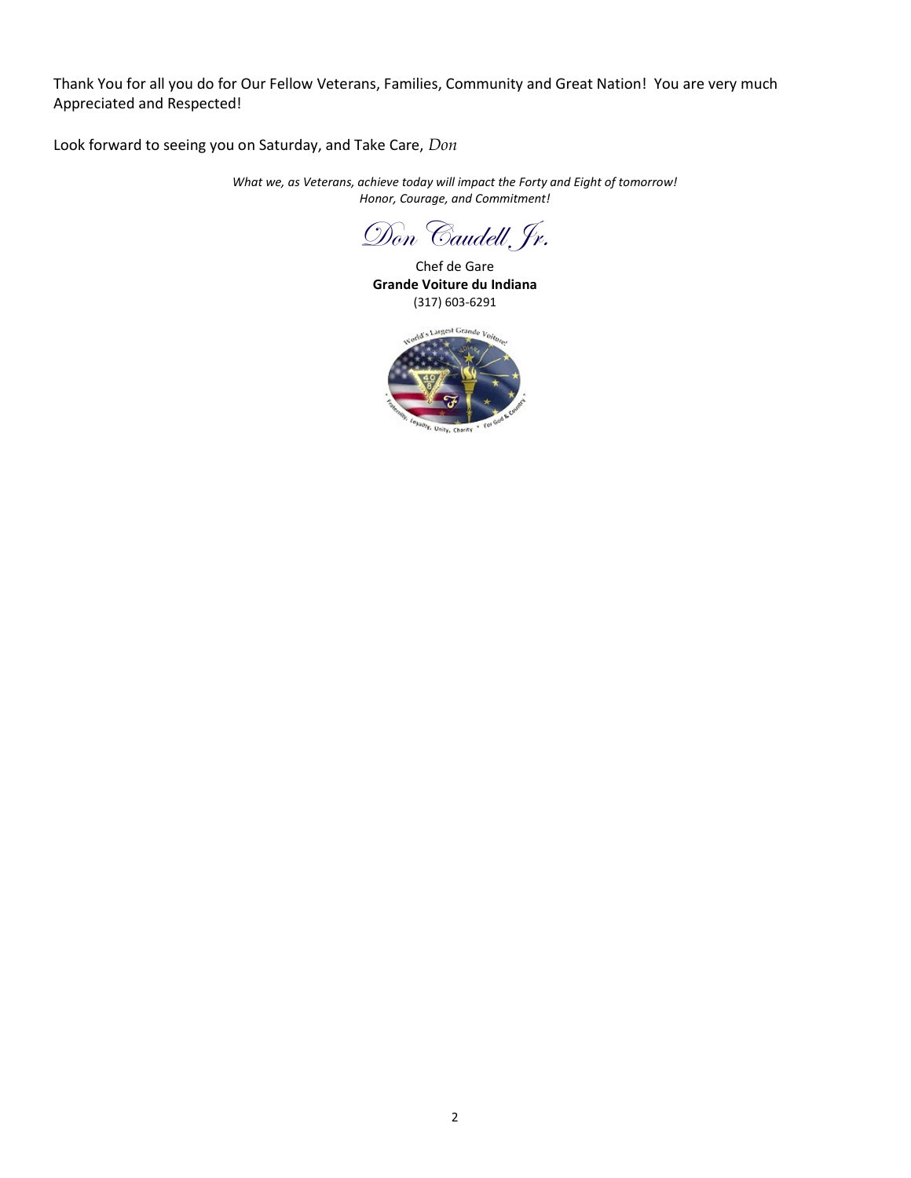Thank You for all you do for Our Fellow Veterans, Families, Community and Great Nation! You are very much Appreciated and Respected!

Look forward to seeing you on Saturday, and Take Care, *Don*

*What we, as Veterans, achieve today will impact the Forty and Eight of tomorrow!*
*Honor, Courage, and Commitment!*

*Don Caudell Jr.*

Chef de Gare
**Grande Voiture du Indiana**
(317) 603-6291